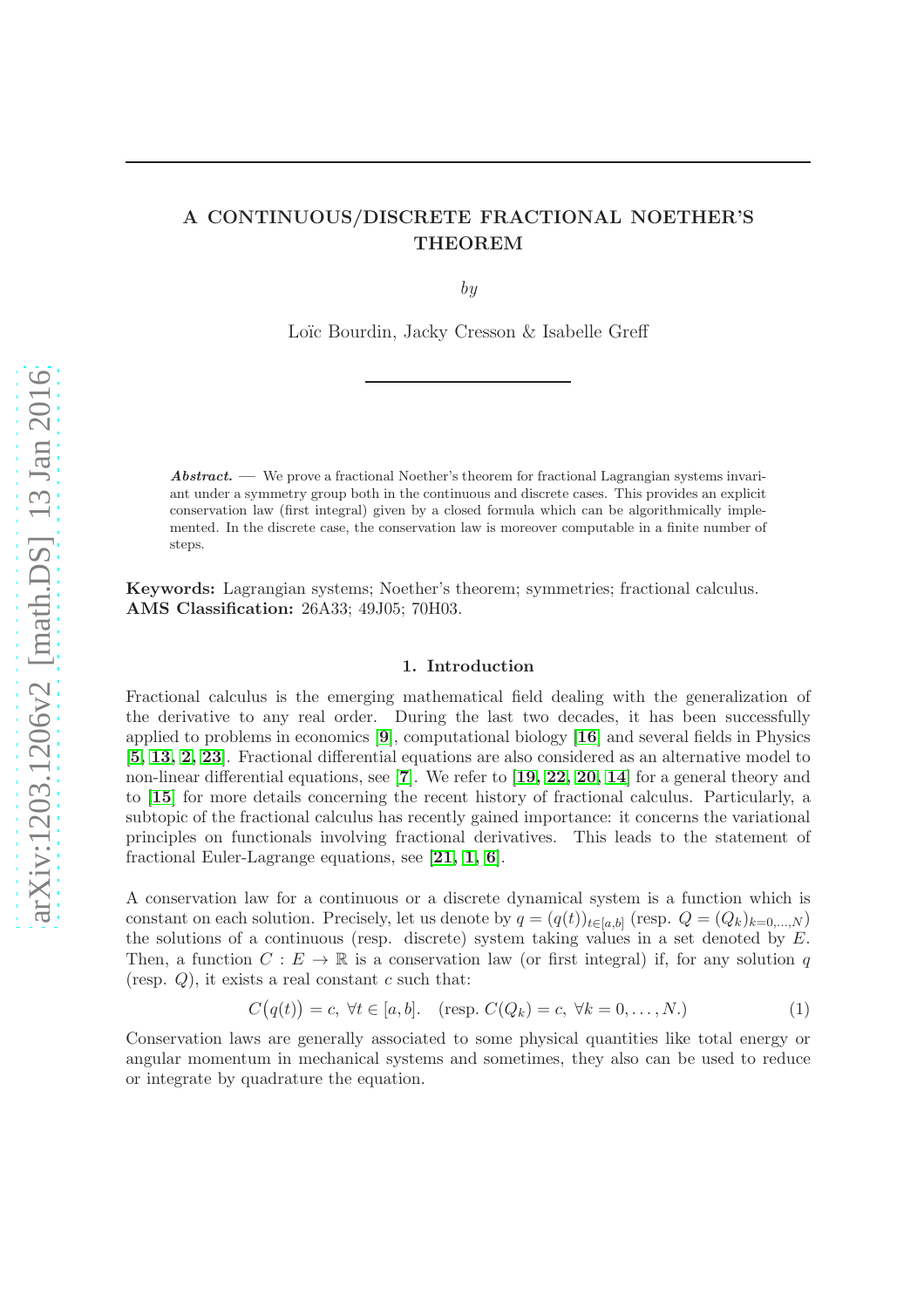# A CONTINUOUS/DISCRETE FRACTIONAL NOETHER'S THEOREM

*by*

Loïc Bourdin, Jacky Cresson & Isabelle Greff

***Abstract.*** — We prove a fractional Noether's theorem for fractional Lagrangian systems invariant under a symmetry group both in the continuous and discrete cases. This provides an explicit conservation law (first integral) given by a closed formula which can be algorithmically implemented. In the discrete case, the conservation law is moreover computable in a finite number of steps.

**Keywords:** Lagrangian systems; Noether's theorem; symmetries; fractional calculus.
**AMS Classification:** 26A33; 49J05; 70H03.

## 1. Introduction

Fractional calculus is the emerging mathematical field dealing with the generalization of the derivative to any real order. During the last two decades, it has been successfully applied to problems in economics [**9**], computational biology [**16**] and several fields in Physics [**5**, **13**, **2**, **23**]. Fractional differential equations are also considered as an alternative model to non-linear differential equations, see [**7**]. We refer to [**19**, **22**, **20**, **14**] for a general theory and to [**15**] for more details concerning the recent history of fractional calculus. Particularly, a subtopic of the fractional calculus has recently gained importance: it concerns the variational principles on functionals involving fractional derivatives. This leads to the statement of fractional Euler-Lagrange equations, see [**21**, **1**, **6**].

A conservation law for a continuous or a discrete dynamical system is a function which is constant on each solution. Precisely, let us denote by $q = (q(t))_{t\in[a,b]}$ (resp. $Q = (Q_k)_{k=0,\dots,N}$) the solutions of a continuous (resp. discrete) system taking values in a set denoted by $E$. Then, a function $C : E \to \mathbb{R}$ is a conservation law (or first integral) if, for any solution $q$ (resp. $Q$), it exists a real constant $c$ such that:

$$C\big(q(t)\big) = c,\ \forall t \in [a,b]. \quad (\text{resp. } C(Q_k) = c,\ \forall k = 0,\dots,N.) \tag{1}$$

Conservation laws are generally associated to some physical quantities like total energy or angular momentum in mechanical systems and sometimes, they also can be used to reduce or integrate by quadrature the equation.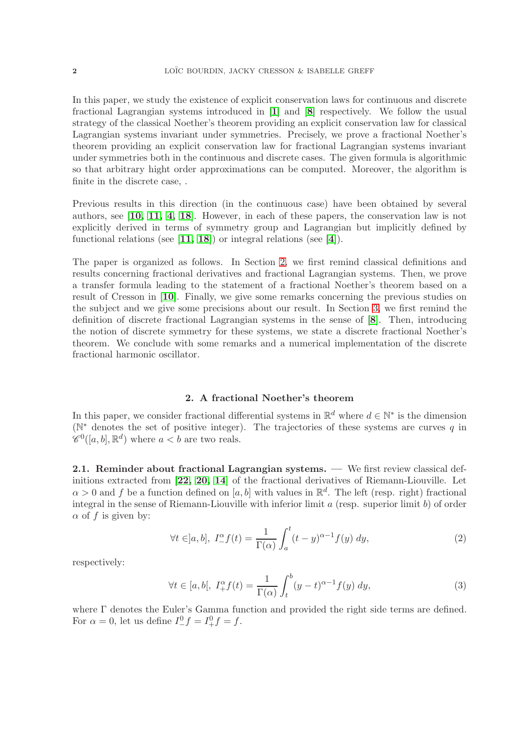In this paper, we study the existence of explicit conservation laws for continuous and discrete fractional Lagrangian systems introduced in [1] and [8] respectively. We follow the usual strategy of the classical Noether's theorem providing an explicit conservation law for classical Lagrangian systems invariant under symmetries. Precisely, we prove a fractional Noether's theorem providing an explicit conservation law for fractional Lagrangian systems invariant under symmetries both in the continuous and discrete cases. The given formula is algorithmic so that arbitrary hight order approximations can be computed. Moreover, the algorithm is finite in the discrete case, .

Previous results in this direction (in the continuous case) have been obtained by several authors, see [10, 11, 4, 18]. However, in each of these papers, the conservation law is not explicitly derived in terms of symmetry group and Lagrangian but implicitly defined by functional relations (see [11, 18]) or integral relations (see [4]).

The paper is organized as follows. In Section 2, we first remind classical definitions and results concerning fractional derivatives and fractional Lagrangian systems. Then, we prove a transfer formula leading to the statement of a fractional Noether's theorem based on a result of Cresson in [10]. Finally, we give some remarks concerning the previous studies on the subject and we give some precisions about our result. In Section 3, we first remind the definition of discrete fractional Lagrangian systems in the sense of [8]. Then, introducing the notion of discrete symmetry for these systems, we state a discrete fractional Noether's theorem. We conclude with some remarks and a numerical implementation of the discrete fractional harmonic oscillator.

## 2. A fractional Noether's theorem

In this paper, we consider fractional differential systems in $\mathbb{R}^d$ where $d \in \mathbb{N}^*$ is the dimension ($\mathbb{N}^*$ denotes the set of positive integer). The trajectories of these systems are curves $q$ in $\mathscr{C}^0([a,b],\mathbb{R}^d)$ where $a < b$ are two reals.

**2.1. Reminder about fractional Lagrangian systems.** — We first review classical definitions extracted from [22, 20, 14] of the fractional derivatives of Riemann-Liouville. Let $\alpha > 0$ and $f$ be a function defined on $[a,b]$ with values in $\mathbb{R}^d$. The left (resp. right) fractional integral in the sense of Riemann-Liouville with inferior limit $a$ (resp. superior limit $b$) of order $\alpha$ of $f$ is given by:

$$\forall t \in ]a,b],\ I^{\alpha}_{-} f(t) = \frac{1}{\Gamma(\alpha)} \int_a^t (t-y)^{\alpha-1} f(y)\, dy, \tag{2}$$

respectively:

$$\forall t \in [a,b[,\ I^{\alpha}_{+} f(t) = \frac{1}{\Gamma(\alpha)} \int_t^b (y-t)^{\alpha-1} f(y)\, dy, \tag{3}$$

where $\Gamma$ denotes the Euler's Gamma function and provided the right side terms are defined. For $\alpha = 0$, let us define $I^0_{-} f = I^0_{+} f = f$.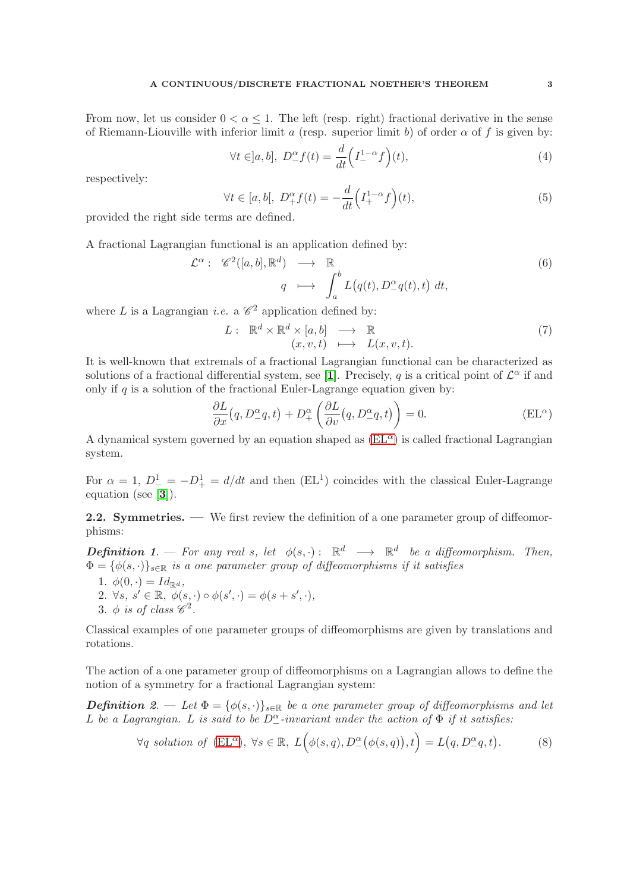From now, let us consider $0 < \alpha \leq 1$. The left (resp. right) fractional derivative in the sense of Riemann-Liouville with inferior limit $a$ (resp. superior limit $b$) of order $\alpha$ of $f$ is given by:

$$\forall t \in ]a,b],\ D^{\alpha}_{-} f(t) = \frac{d}{dt}\Big(I^{1-\alpha}_{-} f\Big)(t), \tag{4}$$

respectively:

$$\forall t \in [a,b[,\ D^{\alpha}_{+} f(t) = -\frac{d}{dt}\Big(I^{1-\alpha}_{+} f\Big)(t), \tag{5}$$

provided the right side terms are defined.

A fractional Lagrangian functional is an application defined by:

$$\begin{array}{rccl} \mathcal{L}^{\alpha}: & \mathscr{C}^2([a,b],\mathbb{R}^d) & \longrightarrow & \mathbb{R} \\ & q & \longmapsto & \displaystyle\int_a^b L\big(q(t), D^{\alpha}_{-} q(t), t\big)\ dt, \end{array} \tag{6}$$

where $L$ is a Lagrangian *i.e.* a $\mathscr{C}^2$ application defined by:

$$\begin{array}{rccl} L: & \mathbb{R}^d \times \mathbb{R}^d \times [a,b] & \longrightarrow & \mathbb{R} \\ & (x,v,t) & \longmapsto & L(x,v,t). \end{array} \tag{7}$$

It is well-known that extremals of a fractional Lagrangian functional can be characterized as solutions of a fractional differential system, see [1]. Precisely, $q$ is a critical point of $\mathcal{L}^{\alpha}$ if and only if $q$ is a solution of the fractional Euler-Lagrange equation given by:

$$\frac{\partial L}{\partial x}\big(q, D^{\alpha}_{-} q, t\big) + D^{\alpha}_{+}\left(\frac{\partial L}{\partial v}\big(q, D^{\alpha}_{-} q, t\big)\right) = 0. \tag{EL$^{\alpha}$}$$

A dynamical system governed by an equation shaped as (EL$^{\alpha}$) is called fractional Lagrangian system.

For $\alpha = 1$, $D^1_{-} = -D^1_{+} = d/dt$ and then (EL$^1$) coincides with the classical Euler-Lagrange equation (see [3]).

**2.2. Symmetries.** — We first review the definition of a one parameter group of diffeomorphisms:

***Definition 1.*** — *For any real $s$, let $\phi(s,\cdot): \mathbb{R}^d \longrightarrow \mathbb{R}^d$ be a diffeomorphism. Then, $\Phi = \{\phi(s,\cdot)\}_{s\in\mathbb{R}}$ is a one parameter group of diffeomorphisms if it satisfies*

1. $\phi(0,\cdot) = Id_{\mathbb{R}^d}$,
2. $\forall s,\ s' \in \mathbb{R},\ \phi(s,\cdot) \circ \phi(s',\cdot) = \phi(s+s',\cdot)$,
3. *$\phi$ is of class $\mathscr{C}^2$.*

Classical examples of one parameter groups of diffeomorphisms are given by translations and rotations.

The action of a one parameter group of diffeomorphisms on a Lagrangian allows to define the notion of a symmetry for a fractional Lagrangian system:

***Definition 2.*** — *Let $\Phi = \{\phi(s,\cdot)\}_{s\in\mathbb{R}}$ be a one parameter group of diffeomorphisms and let $L$ be a Lagrangian. $L$ is said to be $D^{\alpha}_{-}$-invariant under the action of $\Phi$ if it satisfies:*

$$\forall q \text{ solution of (EL}^{\alpha}\text{)},\ \forall s \in \mathbb{R},\ L\Big(\phi(s,q), D^{\alpha}_{-}\big(\phi(s,q)\big), t\Big) = L\big(q, D^{\alpha}_{-} q, t\big). \tag{8}$$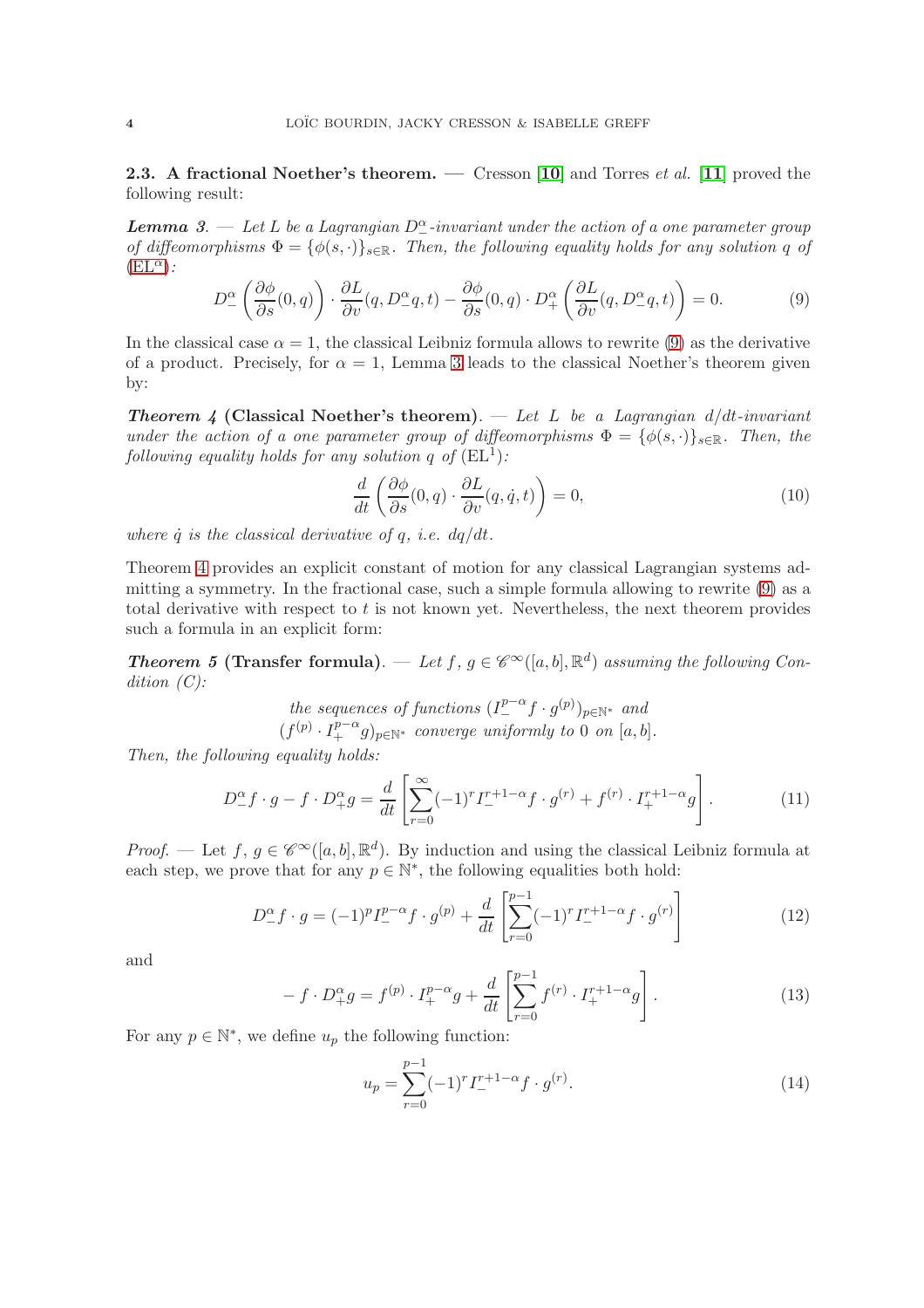**2.3. A fractional Noether's theorem.** — Cresson [10] and Torres *et al.* [11] proved the following result:

***Lemma 3***. — *Let $L$ be a Lagrangian $D^\alpha_-$-invariant under the action of a one parameter group of diffeomorphisms $\Phi = \{\phi(s,\cdot)\}_{s\in\mathbb{R}}$. Then, the following equality holds for any solution $q$ of* (EL$^\alpha$)*:*

$$D^\alpha_- \left( \frac{\partial \phi}{\partial s}(0,q) \right) \cdot \frac{\partial L}{\partial v}(q, D^\alpha_- q, t) - \frac{\partial \phi}{\partial s}(0,q) \cdot D^\alpha_+ \left( \frac{\partial L}{\partial v}(q, D^\alpha_- q, t) \right) = 0. \tag{9}$$

In the classical case $\alpha = 1$, the classical Leibniz formula allows to rewrite (9) as the derivative of a product. Precisely, for $\alpha = 1$, Lemma 3 leads to the classical Noether's theorem given by:

***Theorem 4* (Classical Noether's theorem)**. — *Let $L$ be a Lagrangian $d/dt$-invariant under the action of a one parameter group of diffeomorphisms $\Phi = \{\phi(s,\cdot)\}_{s\in\mathbb{R}}$. Then, the following equality holds for any solution $q$ of* (EL$^1$)*:*

$$\frac{d}{dt} \left( \frac{\partial \phi}{\partial s}(0,q) \cdot \frac{\partial L}{\partial v}(q, \dot{q}, t) \right) = 0, \tag{10}$$

*where $\dot{q}$ is the classical derivative of $q$, i.e. $dq/dt$.*

Theorem 4 provides an explicit constant of motion for any classical Lagrangian systems admitting a symmetry. In the fractional case, such a simple formula allowing to rewrite (9) as a total derivative with respect to $t$ is not known yet. Nevertheless, the next theorem provides such a formula in an explicit form:

***Theorem 5* (Transfer formula)**. — *Let $f$, $g \in \mathscr{C}^\infty([a,b],\mathbb{R}^d)$ assuming the following Condition (C):*

*the sequences of functions $(I^{p-\alpha}_- f \cdot g^{(p)})_{p\in\mathbb{N}^*}$ and $(f^{(p)} \cdot I^{p-\alpha}_+ g)_{p\in\mathbb{N}^*}$ converge uniformly to $0$ on $[a,b]$.*

*Then, the following equality holds:*

$$D^\alpha_- f \cdot g - f \cdot D^\alpha_+ g = \frac{d}{dt} \left[ \sum_{r=0}^{\infty} (-1)^r I^{r+1-\alpha}_- f \cdot g^{(r)} + f^{(r)} \cdot I^{r+1-\alpha}_+ g \right]. \tag{11}$$

*Proof*. — Let $f$, $g \in \mathscr{C}^\infty([a,b],\mathbb{R}^d)$. By induction and using the classical Leibniz formula at each step, we prove that for any $p \in \mathbb{N}^*$, the following equalities both hold:

$$D^\alpha_- f \cdot g = (-1)^p I^{p-\alpha}_- f \cdot g^{(p)} + \frac{d}{dt} \left[ \sum_{r=0}^{p-1} (-1)^r I^{r+1-\alpha}_- f \cdot g^{(r)} \right] \tag{12}$$

and

$$- f \cdot D^\alpha_+ g = f^{(p)} \cdot I^{p-\alpha}_+ g + \frac{d}{dt} \left[ \sum_{r=0}^{p-1} f^{(r)} \cdot I^{r+1-\alpha}_+ g \right]. \tag{13}$$

For any $p \in \mathbb{N}^*$, we define $u_p$ the following function:

$$u_p = \sum_{r=0}^{p-1} (-1)^r I^{r+1-\alpha}_- f \cdot g^{(r)}. \tag{14}$$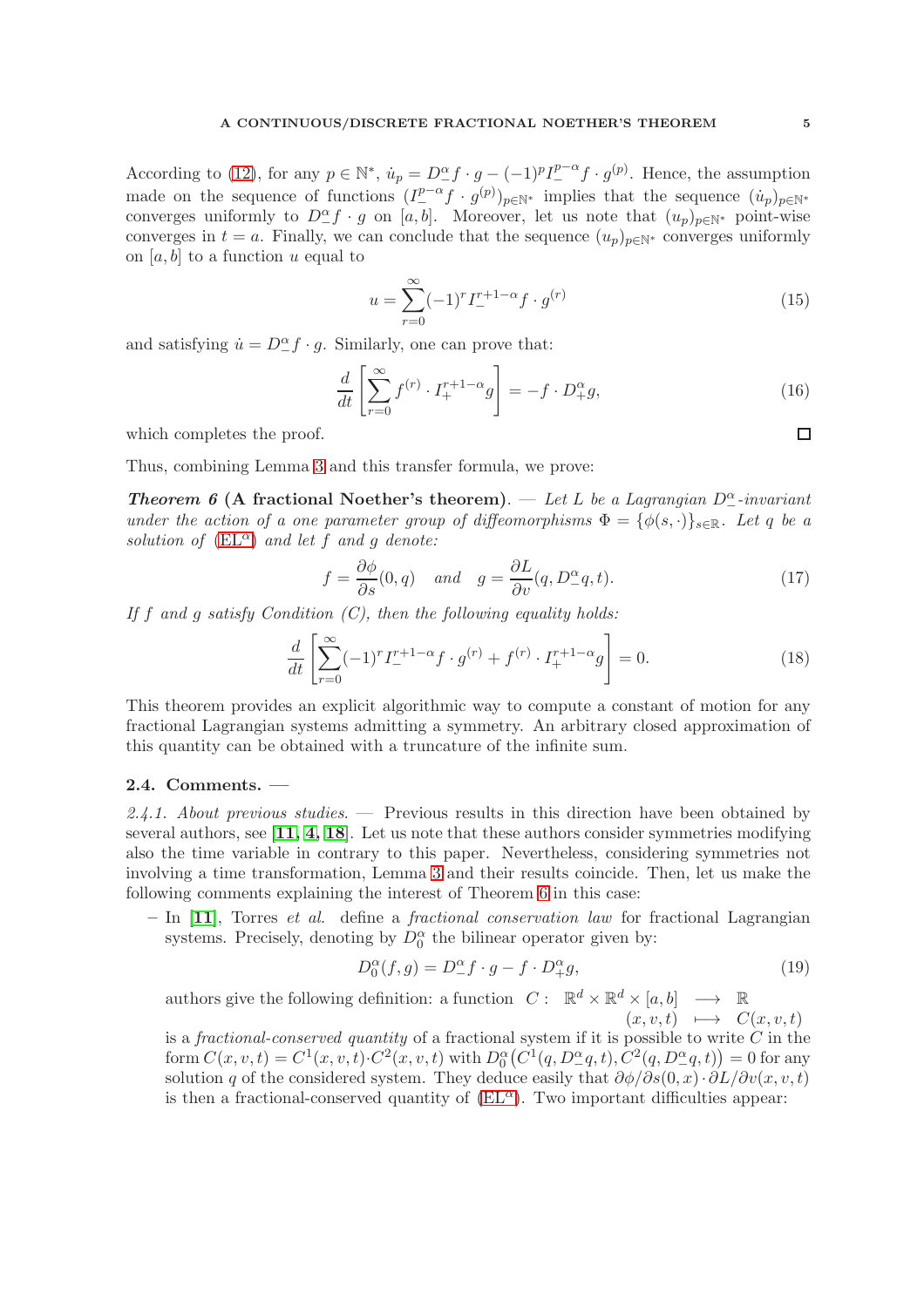According to (12), for any $p \in \mathbb{N}^*$, $\dot{u}_p = D^\alpha_- f \cdot g - (-1)^p I^{p-\alpha}_- f \cdot g^{(p)}$. Hence, the assumption made on the sequence of functions $(I^{p-\alpha}_- f \cdot g^{(p)})_{p\in\mathbb{N}^*}$ implies that the sequence $(\dot{u}_p)_{p\in\mathbb{N}^*}$ converges uniformly to $D^\alpha_- f \cdot g$ on $[a,b]$. Moreover, let us note that $(u_p)_{p\in\mathbb{N}^*}$ point-wise converges in $t=a$. Finally, we can conclude that the sequence $(u_p)_{p\in\mathbb{N}^*}$ converges uniformly on $[a,b]$ to a function $u$ equal to

$$u = \sum_{r=0}^{\infty} (-1)^r I^{r+1-\alpha}_- f \cdot g^{(r)} \tag{15}$$

and satisfying $\dot{u} = D^\alpha_- f \cdot g$. Similarly, one can prove that:

$$\frac{d}{dt}\left[\sum_{r=0}^{\infty} f^{(r)} \cdot I^{r+1-\alpha}_+ g\right] = -f \cdot D^\alpha_+ g, \tag{16}$$

which completes the proof. ☐

Thus, combining Lemma 3 and this transfer formula, we prove:

***Theorem 6* (A fractional Noether's theorem).** — *Let $L$ be a Lagrangian $D^\alpha_-$-invariant under the action of a one parameter group of diffeomorphisms $\Phi = \{\phi(s,\cdot)\}_{s\in\mathbb{R}}$. Let $q$ be a solution of (EL$^\alpha$) and let $f$ and $g$ denote:*

$$f = \frac{\partial \phi}{\partial s}(0,q) \quad \text{and} \quad g = \frac{\partial L}{\partial v}(q, D^\alpha_- q, t). \tag{17}$$

*If $f$ and $g$ satisfy Condition (C), then the following equality holds:*

$$\frac{d}{dt}\left[\sum_{r=0}^{\infty} (-1)^r I^{r+1-\alpha}_- f \cdot g^{(r)} + f^{(r)} \cdot I^{r+1-\alpha}_+ g\right] = 0. \tag{18}$$

This theorem provides an explicit algorithmic way to compute a constant of motion for any fractional Lagrangian systems admitting a symmetry. An arbitrary closed approximation of this quantity can be obtained with a truncature of the infinite sum.

### 2.4. Comments. —

*2.4.1. About previous studies.* — Previous results in this direction have been obtained by several authors, see [11, 4, 18]. Let us note that these authors consider symmetries modifying also the time variable in contrary to this paper. Nevertheless, considering symmetries not involving a time transformation, Lemma 3 and their results coincide. Then, let us make the following comments explaining the interest of Theorem 6 in this case:

– In [11], Torres *et al.* define a *fractional conservation law* for fractional Lagrangian systems. Precisely, denoting by $D^\alpha_0$ the bilinear operator given by:

$$D^\alpha_0(f,g) = D^\alpha_- f \cdot g - f \cdot D^\alpha_+ g, \tag{19}$$

authors give the following definition: a function $C: \begin{array}{ccc} \mathbb{R}^d \times \mathbb{R}^d \times [a,b] & \longrightarrow & \mathbb{R} \\ (x,v,t) & \longmapsto & C(x,v,t) \end{array}$ is a *fractional-conserved quantity* of a fractional system if it is possible to write $C$ in the form $C(x,v,t) = C^1(x,v,t) \cdot C^2(x,v,t)$ with $D^\alpha_0\big(C^1(q, D^\alpha_- q, t), C^2(q, D^\alpha_- q, t)\big) = 0$ for any solution $q$ of the considered system. They deduce easily that $\partial\phi/\partial s(0,x) \cdot \partial L/\partial v(x,v,t)$ is then a fractional-conserved quantity of (EL$^\alpha$). Two important difficulties appear: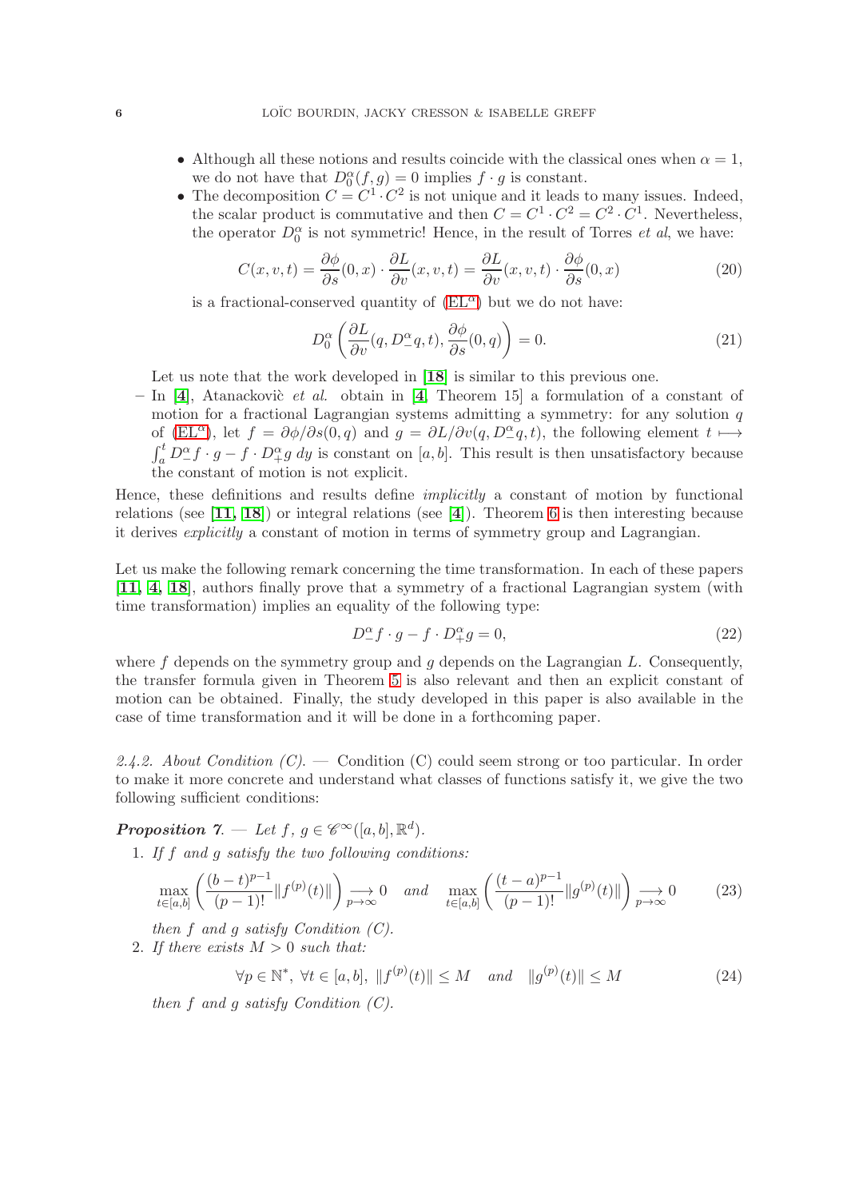- Although all these notions and results coincide with the classical ones when $\alpha = 1$, we do not have that $D_0^\alpha(f,g) = 0$ implies $f \cdot g$ is constant.
- The decomposition $C = C^1 \cdot C^2$ is not unique and it leads to many issues. Indeed, the scalar product is commutative and then $C = C^1 \cdot C^2 = C^2 \cdot C^1$. Nevertheless, the operator $D_0^\alpha$ is not symmetric! Hence, in the result of Torres *et al*, we have:

$$C(x,v,t) = \frac{\partial \phi}{\partial s}(0,x) \cdot \frac{\partial L}{\partial v}(x,v,t) = \frac{\partial L}{\partial v}(x,v,t) \cdot \frac{\partial \phi}{\partial s}(0,x) \tag{20}$$

is a fractional-conserved quantity of (EL$^\alpha$) but we do not have:

$$D_0^\alpha \left( \frac{\partial L}{\partial v}(q, D_-^\alpha q, t), \frac{\partial \phi}{\partial s}(0,q) \right) = 0. \tag{21}$$

Let us note that the work developed in [**18**] is similar to this previous one.

– In [**4**], Atanackovič *et al.* obtain in [**4**, Theorem 15] a formulation of a constant of motion for a fractional Lagrangian systems admitting a symmetry: for any solution $q$ of (EL$^\alpha$), let $f = \partial\phi/\partial s(0,q)$ and $g = \partial L/\partial v(q, D_-^\alpha q, t)$, the following element $t \longmapsto \int_a^t D_-^\alpha f \cdot g - f \cdot D_+^\alpha g \; dy$ is constant on $[a,b]$. This result is then unsatisfactory because the constant of motion is not explicit.

Hence, these definitions and results define *implicitly* a constant of motion by functional relations (see [**11**, **18**]) or integral relations (see [**4**]). Theorem 6 is then interesting because it derives *explicitly* a constant of motion in terms of symmetry group and Lagrangian.

Let us make the following remark concerning the time transformation. In each of these papers [**11**, **4**, **18**], authors finally prove that a symmetry of a fractional Lagrangian system (with time transformation) implies an equality of the following type:

$$D_-^\alpha f \cdot g - f \cdot D_+^\alpha g = 0, \tag{22}$$

where $f$ depends on the symmetry group and $g$ depends on the Lagrangian $L$. Consequently, the transfer formula given in Theorem 5 is also relevant and then an explicit constant of motion can be obtained. Finally, the study developed in this paper is also available in the case of time transformation and it will be done in a forthcoming paper.

*2.4.2. About Condition (C).* — Condition (C) could seem strong or too particular. In order to make it more concrete and understand what classes of functions satisfy it, we give the two following sufficient conditions:

***Proposition 7.*** — *Let $f$, $g \in \mathscr{C}^\infty([a,b], \mathbb{R}^d)$.*

1. *If $f$ and $g$ satisfy the two following conditions:*

$$\max_{t\in[a,b]} \left( \frac{(b-t)^{p-1}}{(p-1)!} \| f^{(p)}(t) \| \right) \underset{p\to\infty}{\longrightarrow} 0 \quad \text{and} \quad \max_{t\in[a,b]} \left( \frac{(t-a)^{p-1}}{(p-1)!} \| g^{(p)}(t) \| \right) \underset{p\to\infty}{\longrightarrow} 0 \tag{23}$$

*then $f$ and $g$ satisfy Condition (C).*

2. *If there exists $M > 0$ such that:*

$$\forall p \in \mathbb{N}^*, \; \forall t \in [a,b], \; \| f^{(p)}(t) \| \leq M \quad \text{and} \quad \| g^{(p)}(t) \| \leq M \tag{24}$$

*then $f$ and $g$ satisfy Condition (C).*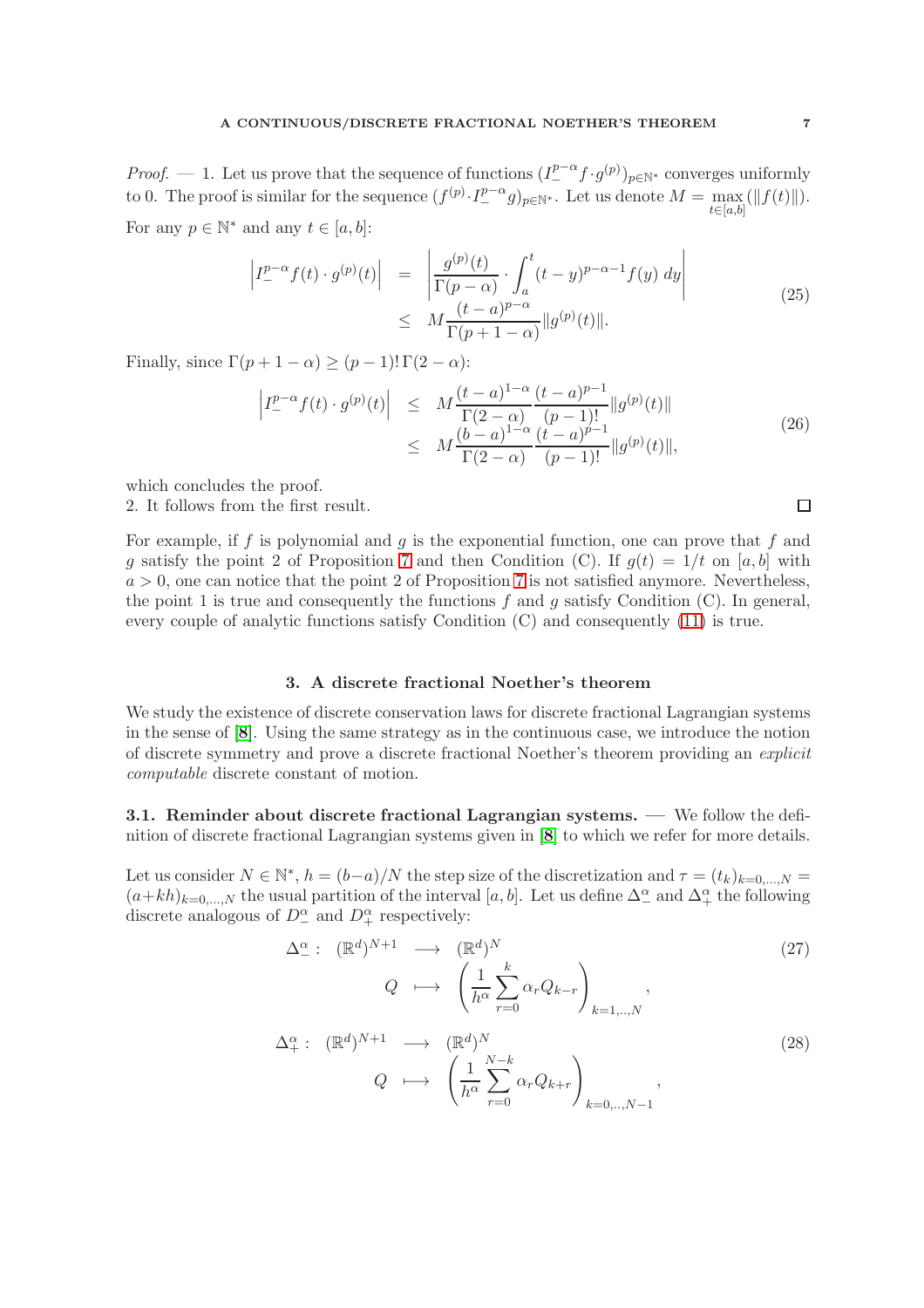*Proof.* — 1. Let us prove that the sequence of functions $(I_-^{p-\alpha} f \cdot g^{(p)})_{p\in\mathbb{N}^*}$ converges uniformly to 0. The proof is similar for the sequence $(f^{(p)} \cdot I_-^{p-\alpha} g)_{p\in\mathbb{N}^*}$. Let us denote $M = \max_{t\in[a,b]}(\|f(t)\|)$. For any $p \in \mathbb{N}^*$ and any $t \in [a,b]$:

$$
\begin{aligned}
\left| I_-^{p-\alpha} f(t) \cdot g^{(p)}(t) \right| &= \left| \frac{g^{(p)}(t)}{\Gamma(p-\alpha)} \cdot \int_a^t (t-y)^{p-\alpha-1} f(y)\, dy \right| \\
&\leq M \frac{(t-a)^{p-\alpha}}{\Gamma(p+1-\alpha)} \|g^{(p)}(t)\|.
\end{aligned} \tag{25}
$$

Finally, since $\Gamma(p+1-\alpha) \geq (p-1)!\,\Gamma(2-\alpha)$:

$$
\begin{aligned}
\left| I_-^{p-\alpha} f(t) \cdot g^{(p)}(t) \right| &\leq M \frac{(t-a)^{1-\alpha}}{\Gamma(2-\alpha)} \frac{(t-a)^{p-1}}{(p-1)!} \|g^{(p)}(t)\| \\
&\leq M \frac{(b-a)^{1-\alpha}}{\Gamma(2-\alpha)} \frac{(t-a)^{p-1}}{(p-1)!} \|g^{(p)}(t)\|,
\end{aligned} \tag{26}
$$

which concludes the proof.
2. It follows from the first result. □

For example, if $f$ is polynomial and $g$ is the exponential function, one can prove that $f$ and $g$ satisfy the point 2 of Proposition 7 and then Condition (C). If $g(t) = 1/t$ on $[a,b]$ with $a > 0$, one can notice that the point 2 of Proposition 7 is not satisfied anymore. Nevertheless, the point 1 is true and consequently the functions $f$ and $g$ satisfy Condition (C). In general, every couple of analytic functions satisfy Condition (C) and consequently (11) is true.

## 3. A discrete fractional Noether's theorem

We study the existence of discrete conservation laws for discrete fractional Lagrangian systems in the sense of [8]. Using the same strategy as in the continuous case, we introduce the notion of discrete symmetry and prove a discrete fractional Noether's theorem providing an *explicit computable* discrete constant of motion.

**3.1. Reminder about discrete fractional Lagrangian systems.** — We follow the definition of discrete fractional Lagrangian systems given in [8] to which we refer for more details.

Let us consider $N \in \mathbb{N}^*$, $h = (b-a)/N$ the step size of the discretization and $\tau = (t_k)_{k=0,\ldots,N} = (a+kh)_{k=0,\ldots,N}$ the usual partition of the interval $[a,b]$. Let us define $\Delta_-^\alpha$ and $\Delta_+^\alpha$ the following discrete analogous of $D_-^\alpha$ and $D_+^\alpha$ respectively:

$$
\begin{aligned}
\Delta_-^\alpha : \quad (\mathbb{R}^d)^{N+1} &\longrightarrow (\mathbb{R}^d)^N \\
Q &\longmapsto \left( \frac{1}{h^\alpha} \sum_{r=0}^{k} \alpha_r Q_{k-r} \right)_{k=1,..,N},
\end{aligned} \tag{27}
$$

$$
\begin{aligned}
\Delta_+^\alpha : \quad (\mathbb{R}^d)^{N+1} &\longrightarrow (\mathbb{R}^d)^N \\
Q &\longmapsto \left( \frac{1}{h^\alpha} \sum_{r=0}^{N-k} \alpha_r Q_{k+r} \right)_{k=0,..,N-1},
\end{aligned} \tag{28}
$$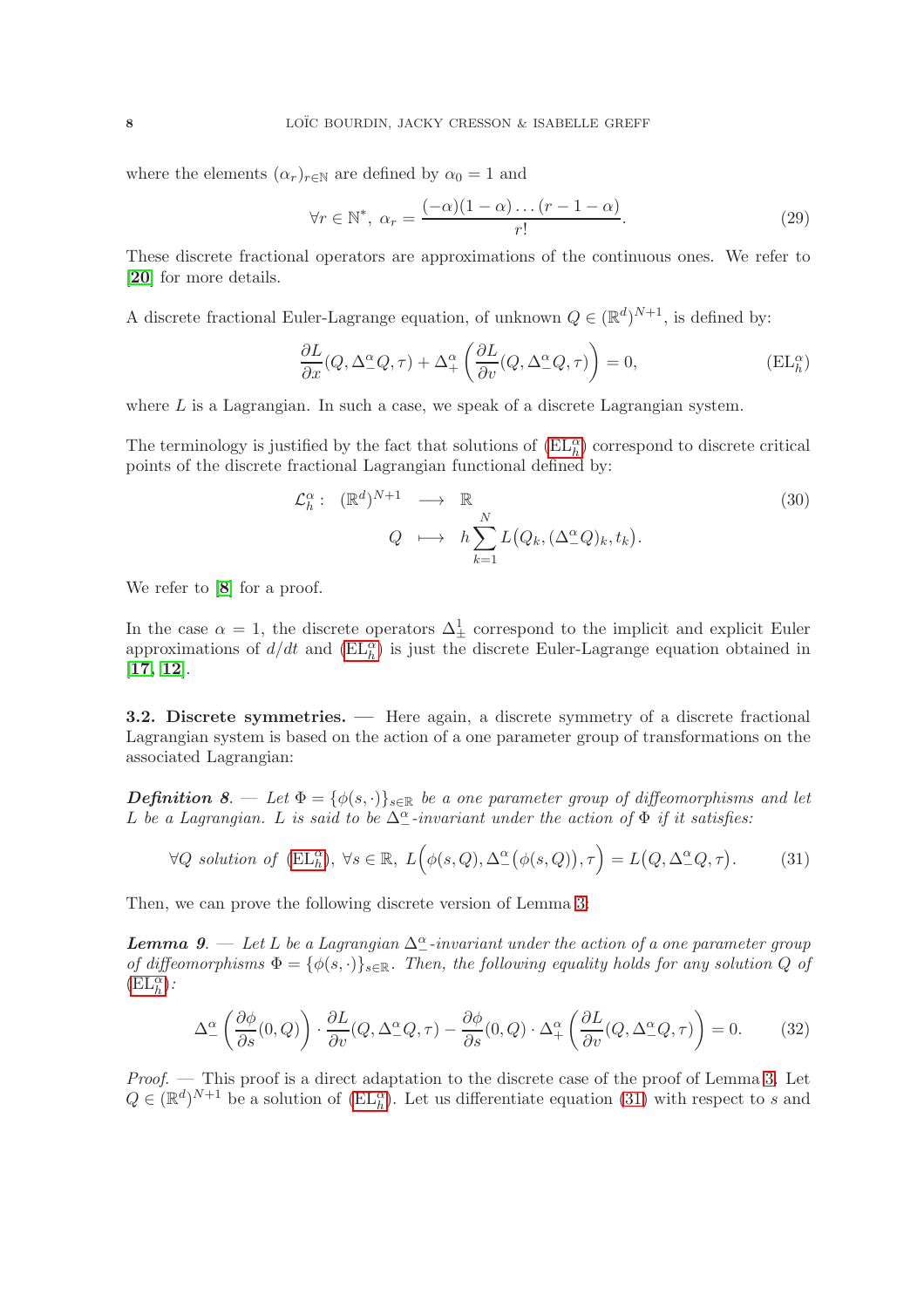where the elements $(\alpha_r)_{r\in\mathbb{N}}$ are defined by $\alpha_0 = 1$ and

$$\forall r \in \mathbb{N}^*,\ \alpha_r = \frac{(-\alpha)(1-\alpha)\dots(r-1-\alpha)}{r!}. \tag{29}$$

These discrete fractional operators are approximations of the continuous ones. We refer to **[20]** for more details.

A discrete fractional Euler-Lagrange equation, of unknown $Q \in (\mathbb{R}^d)^{N+1}$, is defined by:

$$\frac{\partial L}{\partial x}(Q, \Delta^\alpha_- Q, \tau) + \Delta^\alpha_+ \left( \frac{\partial L}{\partial v}(Q, \Delta^\alpha_- Q, \tau) \right) = 0, \tag{$\mathrm{EL}^\alpha_h$}$$

where $L$ is a Lagrangian. In such a case, we speak of a discrete Lagrangian system.

The terminology is justified by the fact that solutions of ($\mathrm{EL}^\alpha_h$) correspond to discrete critical points of the discrete fractional Lagrangian functional defined by:

$$\begin{array}{rccl} \mathcal{L}^\alpha_h : & (\mathbb{R}^d)^{N+1} & \longrightarrow & \mathbb{R} \\ & Q & \longmapsto & h \displaystyle\sum_{k=1}^{N} L\big(Q_k, (\Delta^\alpha_- Q)_k, t_k\big). \end{array} \tag{30}$$

We refer to **[8]** for a proof.

In the case $\alpha = 1$, the discrete operators $\Delta^1_\pm$ correspond to the implicit and explicit Euler approximations of $d/dt$ and ($\mathrm{EL}^\alpha_h$) is just the discrete Euler-Lagrange equation obtained in **[17, 12]**.

**3.2. Discrete symmetries.** — Here again, a discrete symmetry of a discrete fractional Lagrangian system is based on the action of a one parameter group of transformations on the associated Lagrangian:

***Definition 8.*** — *Let $\Phi = \{\phi(s,\cdot)\}_{s\in\mathbb{R}}$ be a one parameter group of diffeomorphisms and let $L$ be a Lagrangian. $L$ is said to be $\Delta^\alpha_-$-invariant under the action of $\Phi$ if it satisfies:*

$$\forall Q \text{ solution of } (\mathrm{EL}^\alpha_h),\ \forall s \in \mathbb{R},\ L\Big(\phi(s,Q), \Delta^\alpha_-\big(\phi(s,Q)\big), \tau\Big) = L\big(Q, \Delta^\alpha_- Q, \tau\big). \tag{31}$$

Then, we can prove the following discrete version of Lemma 3:

***Lemma 9.*** — *Let $L$ be a Lagrangian $\Delta^\alpha_-$-invariant under the action of a one parameter group of diffeomorphisms $\Phi = \{\phi(s,\cdot)\}_{s\in\mathbb{R}}$. Then, the following equality holds for any solution $Q$ of ($\mathrm{EL}^\alpha_h$):*

$$\Delta^\alpha_- \left( \frac{\partial \phi}{\partial s}(0,Q) \right) \cdot \frac{\partial L}{\partial v}(Q, \Delta^\alpha_- Q, \tau) - \frac{\partial \phi}{\partial s}(0,Q) \cdot \Delta^\alpha_+ \left( \frac{\partial L}{\partial v}(Q, \Delta^\alpha_- Q, \tau) \right) = 0. \tag{32}$$

*Proof.* — This proof is a direct adaptation to the discrete case of the proof of Lemma 3. Let $Q \in (\mathbb{R}^d)^{N+1}$ be a solution of ($\mathrm{EL}^\alpha_h$). Let us differentiate equation (31) with respect to $s$ and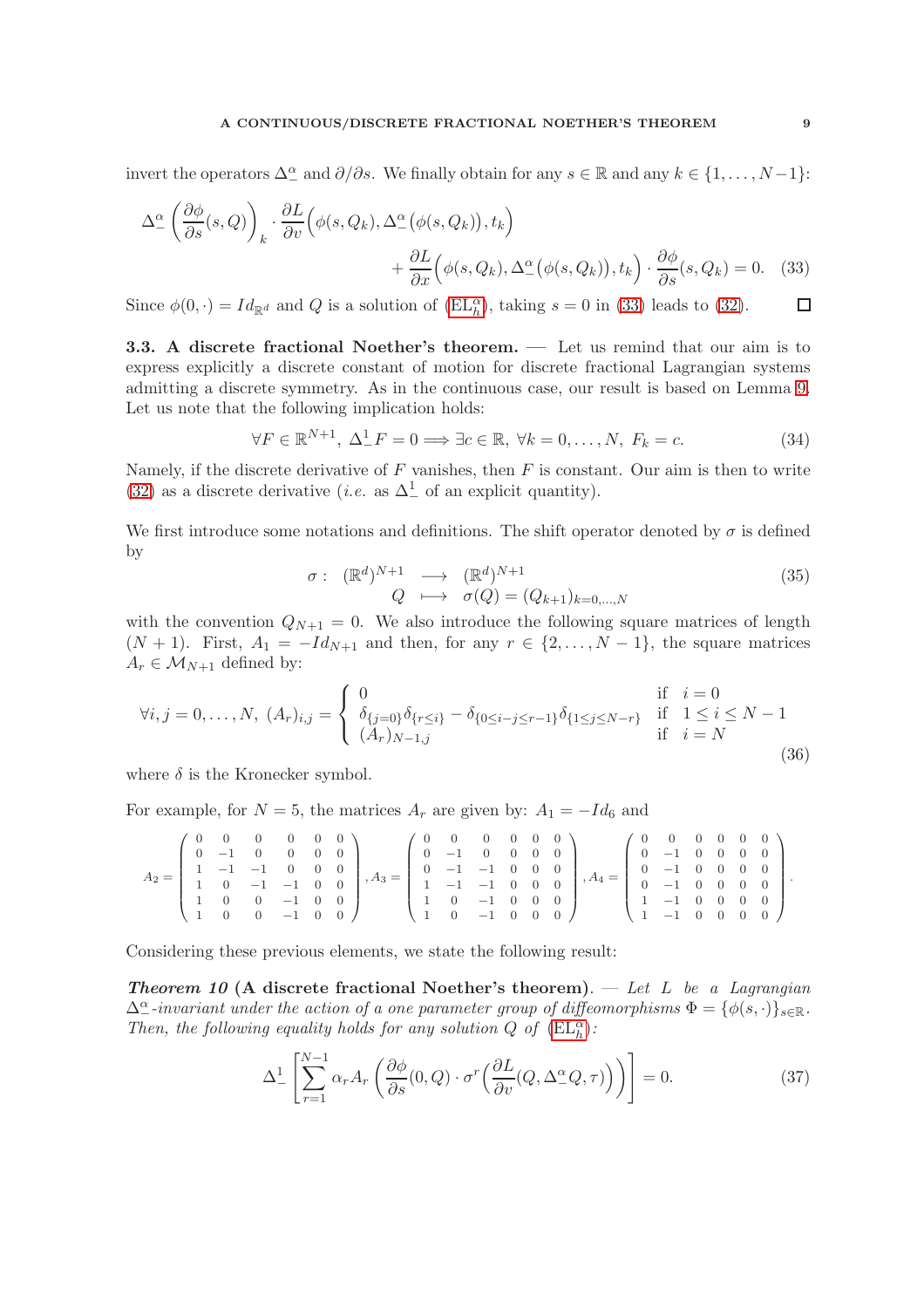invert the operators $\Delta_-^\alpha$ and $\partial/\partial s$. We finally obtain for any $s \in \mathbb{R}$ and any $k \in \{1,\dots,N-1\}$:

$$\Delta_-^\alpha \left( \frac{\partial \phi}{\partial s}(s,Q) \right)_k \cdot \frac{\partial L}{\partial v}\Big(\phi(s,Q_k), \Delta_-^\alpha\big(\phi(s,Q_k)\big), t_k\Big) + \frac{\partial L}{\partial x}\Big(\phi(s,Q_k), \Delta_-^\alpha\big(\phi(s,Q_k)\big), t_k\Big) \cdot \frac{\partial \phi}{\partial s}(s,Q_k) = 0. \quad (33)$$

Since $\phi(0,\cdot) = Id_{\mathbb{R}^d}$ and $Q$ is a solution of ($\mathrm{EL}_h^\alpha$), taking $s=0$ in (33) leads to (32). $\square$

**3.3. A discrete fractional Noether's theorem.** — Let us remind that our aim is to express explicitly a discrete constant of motion for discrete fractional Lagrangian systems admitting a discrete symmetry. As in the continuous case, our result is based on Lemma 9. Let us note that the following implication holds:

$$\forall F \in \mathbb{R}^{N+1},\ \Delta_-^1 F = 0 \Longrightarrow \exists c \in \mathbb{R},\ \forall k = 0,\dots,N,\ F_k = c. \quad (34)$$

Namely, if the discrete derivative of $F$ vanishes, then $F$ is constant. Our aim is then to write (32) as a discrete derivative (*i.e.* as $\Delta_-^1$ of an explicit quantity).

We first introduce some notations and definitions. The shift operator denoted by $\sigma$ is defined by

$$\begin{array}{rccc} \sigma : & (\mathbb{R}^d)^{N+1} & \longrightarrow & (\mathbb{R}^d)^{N+1} \\ & Q & \longmapsto & \sigma(Q) = (Q_{k+1})_{k=0,\dots,N} \end{array} \quad (35)$$

with the convention $Q_{N+1} = 0$. We also introduce the following square matrices of length $(N+1)$. First, $A_1 = -Id_{N+1}$ and then, for any $r \in \{2,\dots,N-1\}$, the square matrices $A_r \in \mathcal{M}_{N+1}$ defined by:

$$\forall i,j = 0,\dots,N,\ (A_r)_{i,j} = \left\{ \begin{array}{ll} 0 & \text{if} \quad i=0 \\ \delta_{\{j=0\}}\delta_{\{r\leq i\}} - \delta_{\{0\leq i-j \leq r-1\}}\delta_{\{1\leq j\leq N-r\}} & \text{if} \quad 1 \leq i \leq N-1 \\ (A_r)_{N-1,j} & \text{if} \quad i = N \end{array} \right. \quad (36)$$

where $\delta$ is the Kronecker symbol.

For example, for $N=5$, the matrices $A_r$ are given by: $A_1 = -Id_6$ and

$$A_2 = \begin{pmatrix} 0 & 0 & 0 & 0 & 0 & 0 \\ 0 & -1 & 0 & 0 & 0 & 0 \\ 1 & -1 & -1 & 0 & 0 & 0 \\ 1 & 0 & -1 & -1 & 0 & 0 \\ 1 & 0 & 0 & -1 & 0 & 0 \\ 1 & 0 & 0 & -1 & 0 & 0 \end{pmatrix}, A_3 = \begin{pmatrix} 0 & 0 & 0 & 0 & 0 & 0 \\ 0 & -1 & 0 & 0 & 0 & 0 \\ 0 & -1 & -1 & 0 & 0 & 0 \\ 1 & -1 & -1 & 0 & 0 & 0 \\ 1 & 0 & -1 & 0 & 0 & 0 \\ 1 & 0 & -1 & 0 & 0 & 0 \end{pmatrix}, A_4 = \begin{pmatrix} 0 & 0 & 0 & 0 & 0 & 0 \\ 0 & -1 & 0 & 0 & 0 & 0 \\ 0 & -1 & 0 & 0 & 0 & 0 \\ 0 & -1 & 0 & 0 & 0 & 0 \\ 1 & -1 & 0 & 0 & 0 & 0 \\ 1 & -1 & 0 & 0 & 0 & 0 \end{pmatrix}.$$

Considering these previous elements, we state the following result:

***Theorem 10* (A discrete fractional Noether's theorem).** — *Let $L$ be a Lagrangian $\Delta_-^\alpha$-invariant under the action of a one parameter group of diffeomorphisms $\Phi = \{\phi(s,\cdot)\}_{s\in\mathbb{R}}$. Then, the following equality holds for any solution $Q$ of* ($\mathrm{EL}_h^\alpha$)*:*

$$\Delta_-^1 \left[ \sum_{r=1}^{N-1} \alpha_r A_r \left( \frac{\partial \phi}{\partial s}(0,Q) \cdot \sigma^r\Big( \frac{\partial L}{\partial v}(Q, \Delta_-^\alpha Q, \tau) \Big) \right) \right] = 0. \quad (37)$$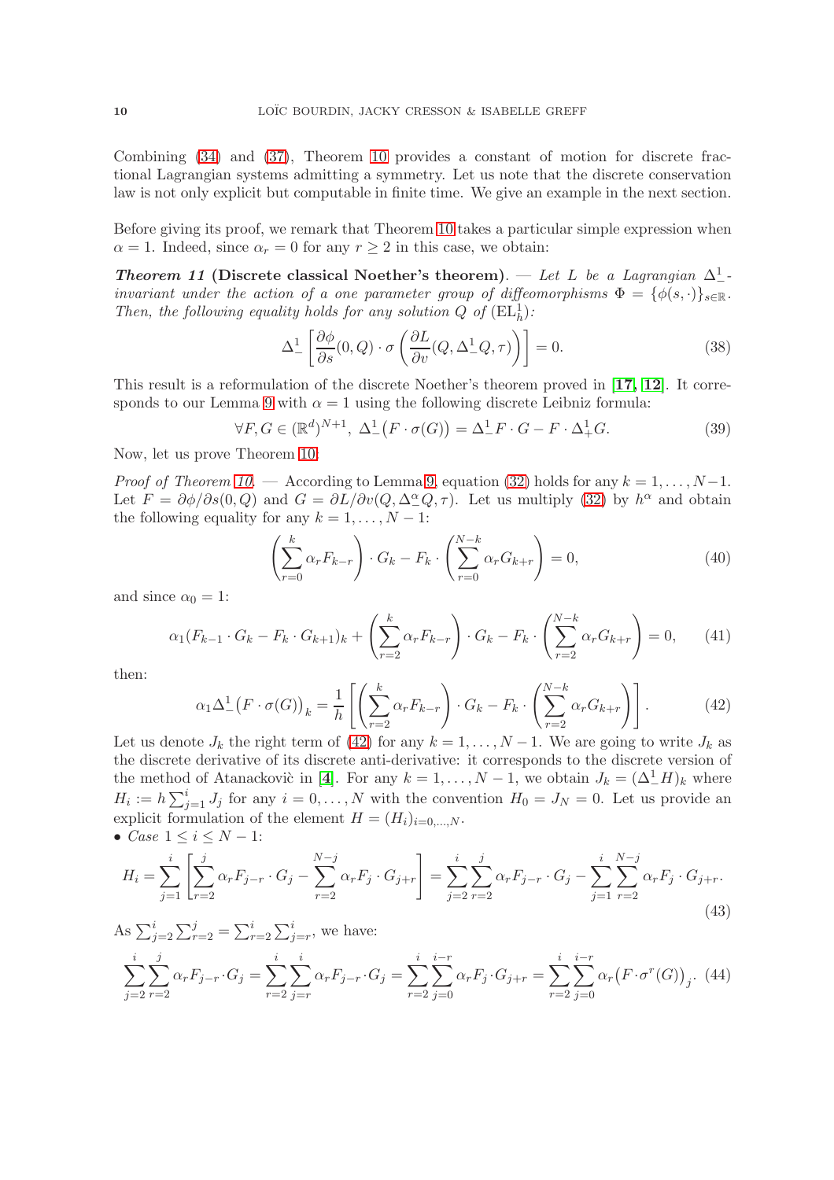Combining (34) and (37), Theorem 10 provides a constant of motion for discrete fractional Lagrangian systems admitting a symmetry. Let us note that the discrete conservation law is not only explicit but computable in finite time. We give an example in the next section.

Before giving its proof, we remark that Theorem 10 takes a particular simple expression when $\alpha = 1$. Indeed, since $\alpha_r = 0$ for any $r \geq 2$ in this case, we obtain:

***Theorem 11* (Discrete classical Noether's theorem).** — *Let $L$ be a Lagrangian $\Delta^1_-$-invariant under the action of a one parameter group of diffeomorphisms $\Phi = \{\phi(s,\cdot)\}_{s\in\mathbb{R}}$. Then, the following equality holds for any solution $Q$ of $(\mathrm{EL}^1_h)$:*

$$\Delta^1_- \left[ \frac{\partial \phi}{\partial s}(0,Q) \cdot \sigma \left( \frac{\partial L}{\partial v}(Q, \Delta^1_- Q, \tau) \right) \right] = 0. \tag{38}$$

This result is a reformulation of the discrete Noether's theorem proved in [**17**, **12**]. It corresponds to our Lemma 9 with $\alpha = 1$ using the following discrete Leibniz formula:

$$\forall F, G \in (\mathbb{R}^d)^{N+1},\ \Delta^1_- \big(F \cdot \sigma(G)\big) = \Delta^1_- F \cdot G - F \cdot \Delta^1_+ G. \tag{39}$$

Now, let us prove Theorem 10:

*Proof of Theorem 10.* — According to Lemma 9, equation (32) holds for any $k = 1, \ldots, N-1$. Let $F = \partial\phi/\partial s(0,Q)$ and $G = \partial L/\partial v(Q, \Delta^\alpha Q, \tau)$. Let us multiply (32) by $h^\alpha$ and obtain the following equality for any $k = 1, \ldots, N-1$:

$$\left( \sum_{r=0}^{k} \alpha_r F_{k-r} \right) \cdot G_k - F_k \cdot \left( \sum_{r=0}^{N-k} \alpha_r G_{k+r} \right) = 0, \tag{40}$$

and since $\alpha_0 = 1$:

$$\alpha_1 (F_{k-1} \cdot G_k - F_k \cdot G_{k+1})_k + \left( \sum_{r=2}^{k} \alpha_r F_{k-r} \right) \cdot G_k - F_k \cdot \left( \sum_{r=2}^{N-k} \alpha_r G_{k+r} \right) = 0, \tag{41}$$

then:

$$\alpha_1 \Delta^1_- \big(F \cdot \sigma(G)\big)_k = \frac{1}{h} \left[ \left( \sum_{r=2}^{k} \alpha_r F_{k-r} \right) \cdot G_k - F_k \cdot \left( \sum_{r=2}^{N-k} \alpha_r G_{k+r} \right) \right]. \tag{42}$$

Let us denote $J_k$ the right term of (42) for any $k = 1, \ldots, N-1$. We are going to write $J_k$ as the discrete derivative of its discrete anti-derivative: it corresponds to the discrete version of the method of Atanackoviĉ in [**4**]. For any $k = 1, \ldots, N-1$, we obtain $J_k = (\Delta^1_- H)_k$ where $H_i := h \sum_{j=1}^{i} J_j$ for any $i = 0, \ldots, N$ with the convention $H_0 = J_N = 0$. Let us provide an explicit formulation of the element $H = (H_i)_{i=0,\ldots,N}$.

- *Case* $1 \leq i \leq N-1$:

$$H_i = \sum_{j=1}^{i} \left[ \sum_{r=2}^{j} \alpha_r F_{j-r} \cdot G_j - \sum_{r=2}^{N-j} \alpha_r F_j \cdot G_{j+r} \right] = \sum_{j=2}^{i} \sum_{r=2}^{j} \alpha_r F_{j-r} \cdot G_j - \sum_{j=1}^{i} \sum_{r=2}^{N-j} \alpha_r F_j \cdot G_{j+r}. \tag{43}$$

As $\sum_{j=2}^{i} \sum_{r=2}^{j} = \sum_{r=2}^{i} \sum_{j=r}^{i}$, we have:

$$\sum_{j=2}^{i} \sum_{r=2}^{j} \alpha_r F_{j-r} \cdot G_j = \sum_{r=2}^{i} \sum_{j=r}^{i} \alpha_r F_{j-r} \cdot G_j = \sum_{r=2}^{i} \sum_{j=0}^{i-r} \alpha_r F_j \cdot G_{j+r} = \sum_{r=2}^{i} \sum_{j=0}^{i-r} \alpha_r \big(F \cdot \sigma^r(G)\big)_j. \tag{44}$$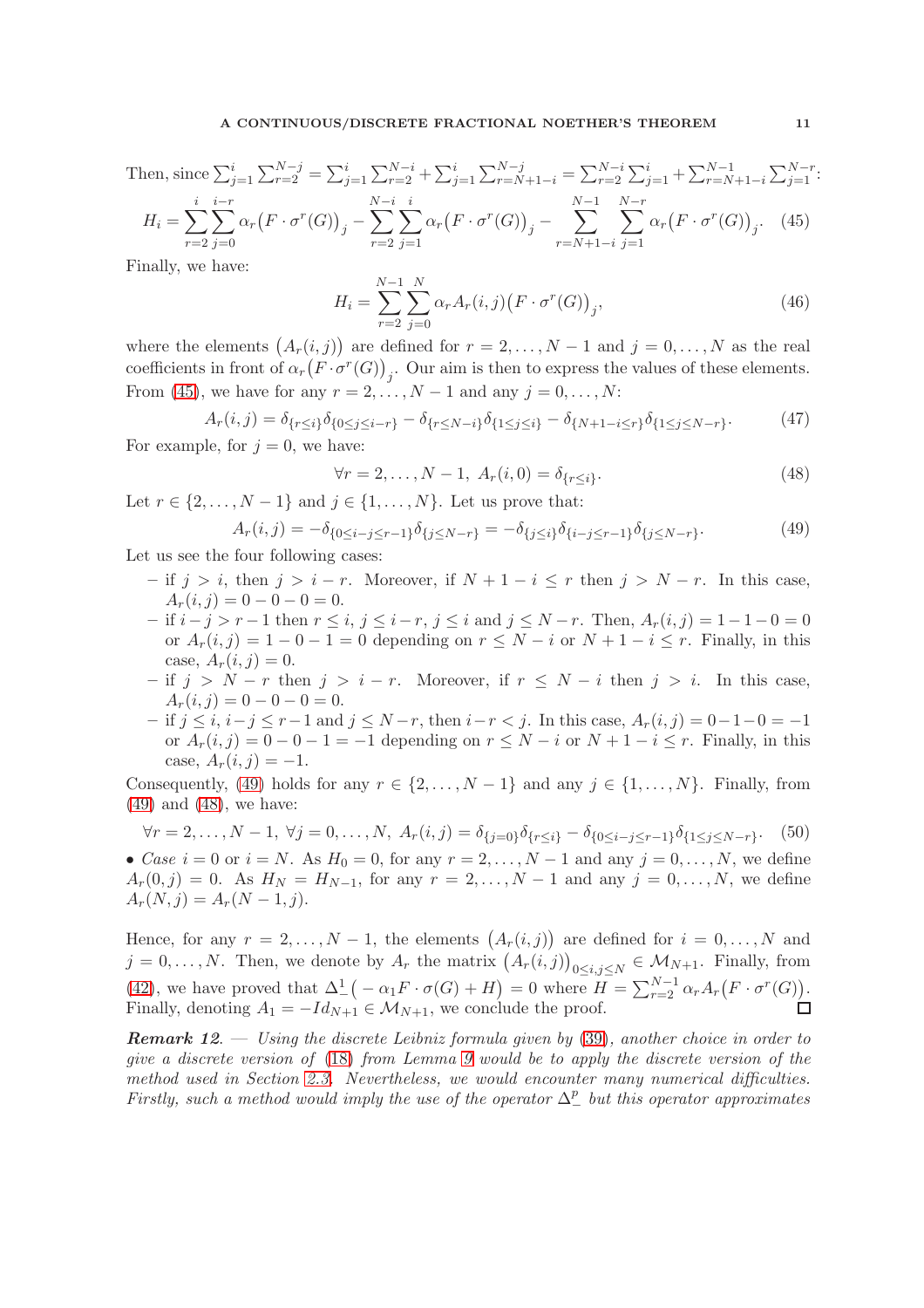Then, since $\sum_{j=1}^{i}\sum_{r=2}^{N-j} = \sum_{j=1}^{i}\sum_{r=2}^{N-i} + \sum_{j=1}^{i}\sum_{r=N+1-i}^{N-j} = \sum_{r=2}^{N-i}\sum_{j=1}^{i} + \sum_{r=N+1-i}^{N-1}\sum_{j=1}^{N-r}$:

$$H_i = \sum_{r=2}^{i}\sum_{j=0}^{i-r} \alpha_r \big(F\cdot\sigma^r(G)\big)_j - \sum_{r=2}^{N-i}\sum_{j=1}^{i} \alpha_r \big(F\cdot\sigma^r(G)\big)_j - \sum_{r=N+1-i}^{N-1}\sum_{j=1}^{N-r} \alpha_r \big(F\cdot\sigma^r(G)\big)_j. \quad (45)$$

Finally, we have:

$$H_i = \sum_{r=2}^{N-1}\sum_{j=0}^{N} \alpha_r A_r(i,j) \big(F\cdot\sigma^r(G)\big)_j, \quad (46)$$

where the elements $\big(A_r(i,j)\big)$ are defined for $r = 2,\dots,N-1$ and $j = 0,\dots,N$ as the real coefficients in front of $\alpha_r\big(F\cdot\sigma^r(G)\big)_j$. Our aim is then to express the values of these elements. From (45), we have for any $r = 2,\dots,N-1$ and any $j = 0,\dots,N$:

$$A_r(i,j) = \delta_{\{r\leq i\}}\delta_{\{0\leq j\leq i-r\}} - \delta_{\{r\leq N-i\}}\delta_{\{1\leq j\leq i\}} - \delta_{\{N+1-i\leq r\}}\delta_{\{1\leq j\leq N-r\}}. \quad (47)$$

For example, for $j = 0$, we have:

$$\forall r = 2,\dots,N-1,\ A_r(i,0) = \delta_{\{r\leq i\}}. \quad (48)$$

Let $r \in \{2,\dots,N-1\}$ and $j \in \{1,\dots,N\}$. Let us prove that:

$$A_r(i,j) = -\delta_{\{0\leq i-j\leq r-1\}}\delta_{\{j\leq N-r\}} = -\delta_{\{j\leq i\}}\delta_{\{i-j\leq r-1\}}\delta_{\{j\leq N-r\}}. \quad (49)$$

Let us see the four following cases:

- if $j > i$, then $j > i-r$. Moreover, if $N+1-i \leq r$ then $j > N-r$. In this case, $A_r(i,j) = 0-0-0 = 0$.
- if $i-j > r-1$ then $r \leq i$, $j \leq i-r$, $j \leq i$ and $j \leq N-r$. Then, $A_r(i,j) = 1-1-0 = 0$ or $A_r(i,j) = 1-0-1 = 0$ depending on $r \leq N-i$ or $N+1-i \leq r$. Finally, in this case, $A_r(i,j) = 0$.
- if $j > N-r$ then $j > i-r$. Moreover, if $r \leq N-i$ then $j > i$. In this case, $A_r(i,j) = 0-0-0 = 0$.
- if $j \leq i$, $i-j \leq r-1$ and $j \leq N-r$, then $i-r < j$. In this case, $A_r(i,j) = 0-1-0 = -1$ or $A_r(i,j) = 0-0-1 = -1$ depending on $r \leq N-i$ or $N+1-i \leq r$. Finally, in this case, $A_r(i,j) = -1$.

Consequently, (49) holds for any $r \in \{2,\dots,N-1\}$ and any $j \in \{1,\dots,N\}$. Finally, from (49) and (48), we have:

$$\forall r = 2,\dots,N-1,\ \forall j = 0,\dots,N,\ A_r(i,j) = \delta_{\{j=0\}}\delta_{\{r\leq i\}} - \delta_{\{0\leq i-j\leq r-1\}}\delta_{\{1\leq j\leq N-r\}}. \quad (50)$$

• *Case* $i = 0$ *or* $i = N$. As $H_0 = 0$, for any $r = 2,\dots,N-1$ and any $j = 0,\dots,N$, we define $A_r(0,j) = 0$. As $H_N = H_{N-1}$, for any $r = 2,\dots,N-1$ and any $j = 0,\dots,N$, we define $A_r(N,j) = A_r(N-1,j)$.

Hence, for any $r = 2,\dots,N-1$, the elements $\big(A_r(i,j)\big)$ are defined for $i = 0,\dots,N$ and $j = 0,\dots,N$. Then, we denote by $A_r$ the matrix $\big(A_r(i,j)\big)_{0\leq i,j\leq N} \in \mathcal{M}_{N+1}$. Finally, from (42), we have proved that $\Delta_-^1\big(-\alpha_1 F\cdot\sigma(G) + H\big) = 0$ where $H = \sum_{r=2}^{N-1}\alpha_r A_r\big(F\cdot\sigma^r(G)\big)$. Finally, denoting $A_1 = -Id_{N+1} \in \mathcal{M}_{N+1}$, we conclude the proof. ☐

***Remark 12***. — *Using the discrete Leibniz formula given by (39), another choice in order to give a discrete version of (18) from Lemma 9 would be to apply the discrete version of the method used in Section 2.3. Nevertheless, we would encounter many numerical difficulties. Firstly, such a method would imply the use of the operator $\Delta_-^p$ but this operator approximates*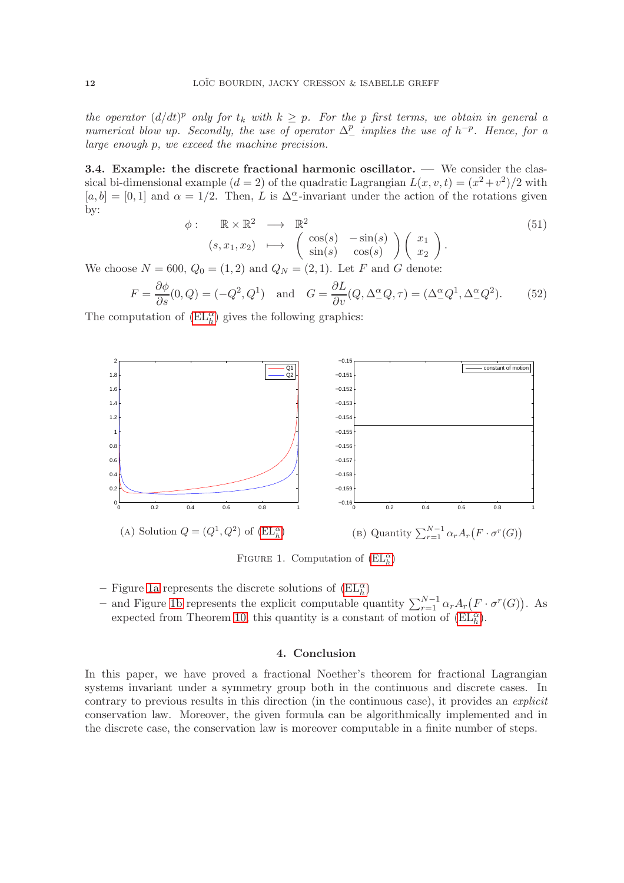*the operator $(d/dt)^p$ only for $t_k$ with $k \geq p$. For the $p$ first terms, we obtain in general a numerical blow up. Secondly, the use of operator $\Delta_-^p$ implies the use of $h^{-p}$. Hence, for a large enough $p$, we exceed the machine precision.*

**3.4. Example: the discrete fractional harmonic oscillator.** — We consider the classical bi-dimensional example ($d = 2$) of the quadratic Lagrangian $L(x, v, t) = (x^2 + v^2)/2$ with $[a, b] = [0, 1]$ and $\alpha = 1/2$. Then, $L$ is $\Delta_-^\alpha$-invariant under the action of the rotations given by:

$$\begin{array}{rccl} \phi : & \mathbb{R} \times \mathbb{R}^2 & \longrightarrow & \mathbb{R}^2 \\ & (s, x_1, x_2) & \longmapsto & \begin{pmatrix} \cos(s) & -\sin(s) \\ \sin(s) & \cos(s) \end{pmatrix} \begin{pmatrix} x_1 \\ x_2 \end{pmatrix}. \end{array} \tag{51}$$

We choose $N = 600$, $Q_0 = (1, 2)$ and $Q_N = (2, 1)$. Let $F$ and $G$ denote:

$$F = \frac{\partial \phi}{\partial s}(0, Q) = (-Q^2, Q^1) \quad \text{and} \quad G = \frac{\partial L}{\partial v}(Q, \Delta_-^\alpha Q, \tau) = (\Delta_-^\alpha Q^1, \Delta_-^\alpha Q^2). \tag{52}$$

The computation of ($\mathrm{EL}_h^\alpha$) gives the following graphics:

(A) Solution $Q = (Q^1, Q^2)$ of ($\mathrm{EL}_h^\alpha$)

(B) Quantity $\sum_{r=1}^{N-1} \alpha_r A_r\big(F \cdot \sigma^r(G)\big)$

FIGURE 1. Computation of ($\mathrm{EL}_h^\alpha$)

- Figure 1a represents the discrete solutions of ($\mathrm{EL}_h^\alpha$)
- and Figure 1b represents the explicit computable quantity $\sum_{r=1}^{N-1} \alpha_r A_r\big(F \cdot \sigma^r(G)\big)$. As expected from Theorem 10, this quantity is a constant of motion of ($\mathrm{EL}_h^\alpha$).

## 4. Conclusion

In this paper, we have proved a fractional Noether's theorem for fractional Lagrangian systems invariant under a symmetry group both in the continuous and discrete cases. In contrary to previous results in this direction (in the continuous case), it provides an *explicit* conservation law. Moreover, the given formula can be algorithmically implemented and in the discrete case, the conservation law is moreover computable in a finite number of steps.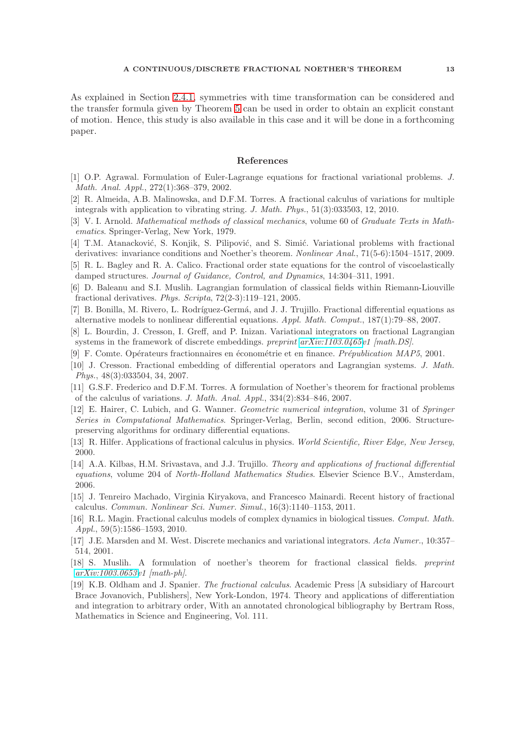As explained in Section 2.4.1, symmetries with time transformation can be considered and the transfer formula given by Theorem 5 can be used in order to obtain an explicit constant of motion. Hence, this study is also available in this case and it will be done in a forthcoming paper.

## References

[1] O.P. Agrawal. Formulation of Euler-Lagrange equations for fractional variational problems. *J. Math. Anal. Appl.*, 272(1):368–379, 2002.

[2] R. Almeida, A.B. Malinowska, and D.F.M. Torres. A fractional calculus of variations for multiple integrals with application to vibrating string. *J. Math. Phys.*, 51(3):033503, 12, 2010.

[3] V. I. Arnold. *Mathematical methods of classical mechanics*, volume 60 of *Graduate Texts in Mathematics*. Springer-Verlag, New York, 1979.

[4] T.M. Atanacković, S. Konjik, S. Pilipović, and S. Simić. Variational problems with fractional derivatives: invariance conditions and Noether's theorem. *Nonlinear Anal.*, 71(5-6):1504–1517, 2009.

[5] R. L. Bagley and R. A. Calico. Fractional order state equations for the control of viscoelastically damped structures. *Journal of Guidance, Control, and Dynamics*, 14:304–311, 1991.

[6] D. Baleanu and S.I. Muslih. Lagrangian formulation of classical fields within Riemann-Liouville fractional derivatives. *Phys. Scripta*, 72(2-3):119–121, 2005.

[7] B. Bonilla, M. Rivero, L. Rodríguez-Germá, and J. J. Trujillo. Fractional differential equations as alternative models to nonlinear differential equations. *Appl. Math. Comput.*, 187(1):79–88, 2007.

[8] L. Bourdin, J. Cresson, I. Greff, and P. Inizan. Variational integrators on fractional Lagrangian systems in the framework of discrete embeddings. *preprint arXiv:1103.0465v1 [math.DS]*.

[9] F. Comte. Opérateurs fractionnaires en économétrie et en finance. *Prépublication MAP5*, 2001.

[10] J. Cresson. Fractional embedding of differential operators and Lagrangian systems. *J. Math. Phys.*, 48(3):033504, 34, 2007.

[11] G.S.F. Frederico and D.F.M. Torres. A formulation of Noether's theorem for fractional problems of the calculus of variations. *J. Math. Anal. Appl.*, 334(2):834–846, 2007.

[12] E. Hairer, C. Lubich, and G. Wanner. *Geometric numerical integration*, volume 31 of *Springer Series in Computational Mathematics*. Springer-Verlag, Berlin, second edition, 2006. Structure-preserving algorithms for ordinary differential equations.

[13] R. Hilfer. Applications of fractional calculus in physics. *World Scientific, River Edge, New Jersey*, 2000.

[14] A.A. Kilbas, H.M. Srivastava, and J.J. Trujillo. *Theory and applications of fractional differential equations*, volume 204 of *North-Holland Mathematics Studies*. Elsevier Science B.V., Amsterdam, 2006.

[15] J. Tenreiro Machado, Virginia Kiryakova, and Francesco Mainardi. Recent history of fractional calculus. *Commun. Nonlinear Sci. Numer. Simul.*, 16(3):1140–1153, 2011.

[16] R.L. Magin. Fractional calculus models of complex dynamics in biological tissues. *Comput. Math. Appl.*, 59(5):1586–1593, 2010.

[17] J.E. Marsden and M. West. Discrete mechanics and variational integrators. *Acta Numer.*, 10:357–514, 2001.

[18] S. Muslih. A formulation of noether's theorem for fractional classical fields. *preprint arXiv:1003.0653v1 [math-ph]*.

[19] K.B. Oldham and J. Spanier. *The fractional calculus*. Academic Press [A subsidiary of Harcourt Brace Jovanovich, Publishers], New York-London, 1974. Theory and applications of differentiation and integration to arbitrary order, With an annotated chronological bibliography by Bertram Ross, Mathematics in Science and Engineering, Vol. 111.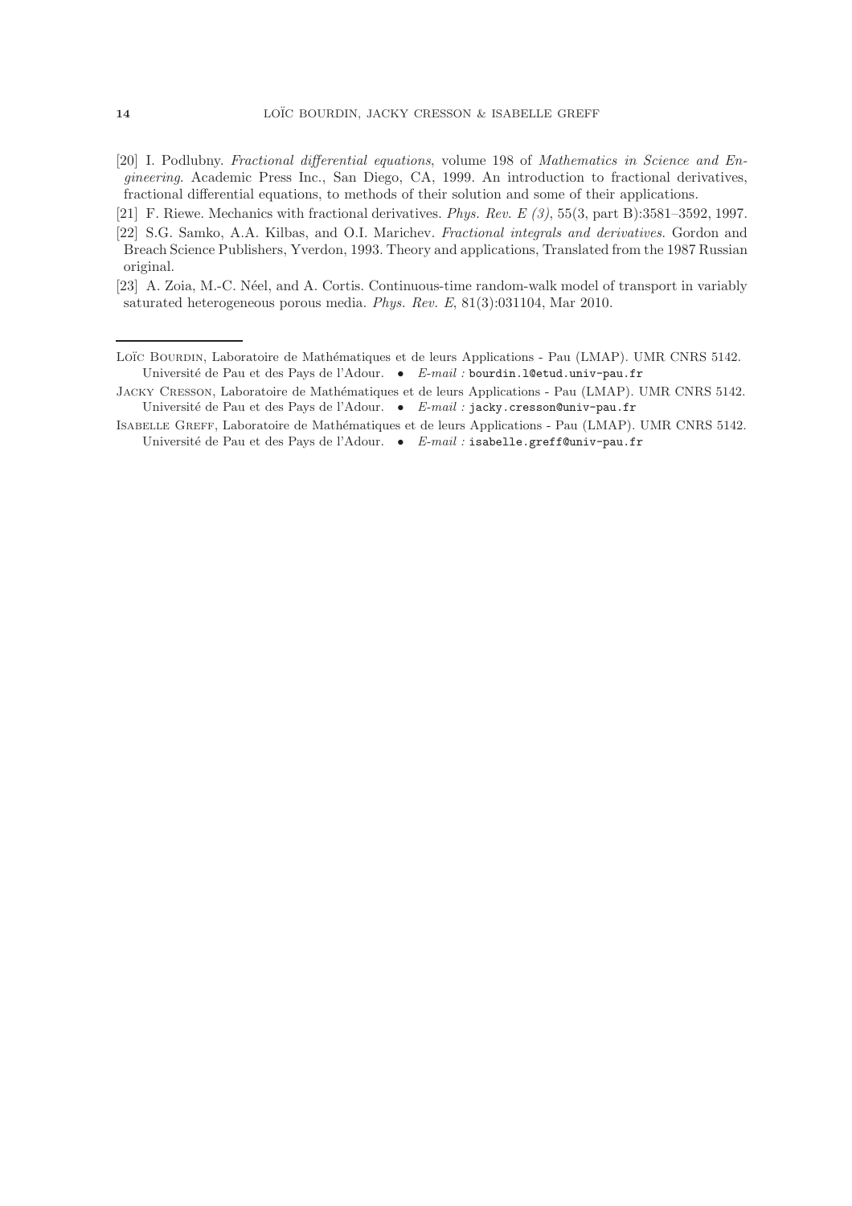[20] I. Podlubny. *Fractional differential equations*, volume 198 of *Mathematics in Science and Engineering*. Academic Press Inc., San Diego, CA, 1999. An introduction to fractional derivatives, fractional differential equations, to methods of their solution and some of their applications.

[21] F. Riewe. Mechanics with fractional derivatives. *Phys. Rev. E (3)*, 55(3, part B):3581–3592, 1997.

[22] S.G. Samko, A.A. Kilbas, and O.I. Marichev. *Fractional integrals and derivatives*. Gordon and Breach Science Publishers, Yverdon, 1993. Theory and applications, Translated from the 1987 Russian original.

[23] A. Zoia, M.-C. Néel, and A. Cortis. Continuous-time random-walk model of transport in variably saturated heterogeneous porous media. *Phys. Rev. E*, 81(3):031104, Mar 2010.

---

Loïc Bourdin, Laboratoire de Mathématiques et de leurs Applications - Pau (LMAP). UMR CNRS 5142. Université de Pau et des Pays de l'Adour. • *E-mail :* `bourdin.l@etud.univ-pau.fr`

Jacky Cresson, Laboratoire de Mathématiques et de leurs Applications - Pau (LMAP). UMR CNRS 5142. Université de Pau et des Pays de l'Adour. • *E-mail :* `jacky.cresson@univ-pau.fr`

Isabelle Greff, Laboratoire de Mathématiques et de leurs Applications - Pau (LMAP). UMR CNRS 5142. Université de Pau et des Pays de l'Adour. • *E-mail :* `isabelle.greff@univ-pau.fr`